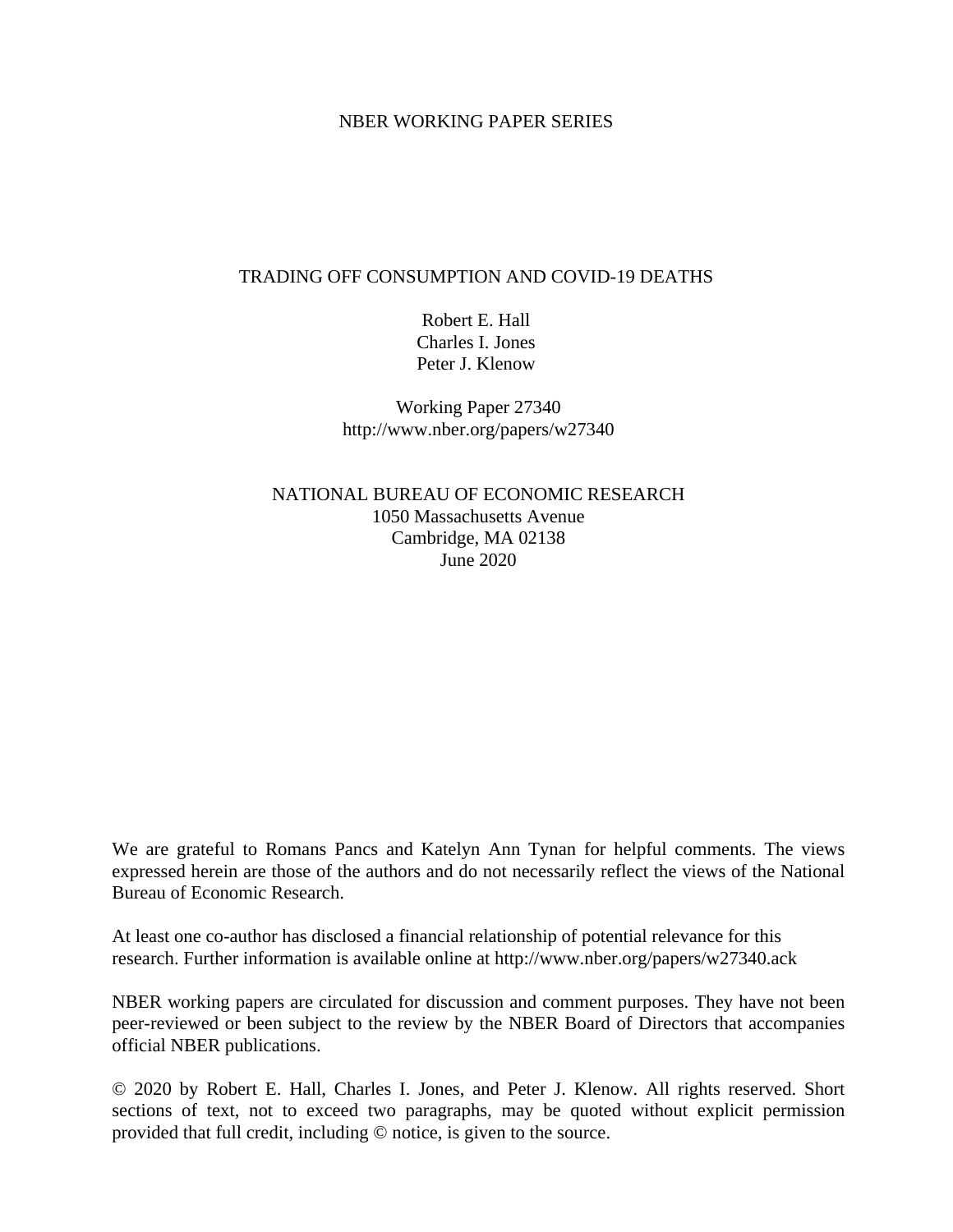NBER WORKING PAPER SERIES

# TRADING OFF CONSUMPTION AND COVID-19 DEATHS

Robert E. Hall
Charles I. Jones
Peter J. Klenow

Working Paper 27340
http://www.nber.org/papers/w27340

NATIONAL BUREAU OF ECONOMIC RESEARCH
1050 Massachusetts Avenue
Cambridge, MA 02138
June 2020

We are grateful to Romans Pancs and Katelyn Ann Tynan for helpful comments. The views expressed herein are those of the authors and do not necessarily reflect the views of the National Bureau of Economic Research.

At least one co-author has disclosed a financial relationship of potential relevance for this research. Further information is available online at http://www.nber.org/papers/w27340.ack

NBER working papers are circulated for discussion and comment purposes. They have not been peer-reviewed or been subject to the review by the NBER Board of Directors that accompanies official NBER publications.

© 2020 by Robert E. Hall, Charles I. Jones, and Peter J. Klenow. All rights reserved. Short sections of text, not to exceed two paragraphs, may be quoted without explicit permission provided that full credit, including © notice, is given to the source.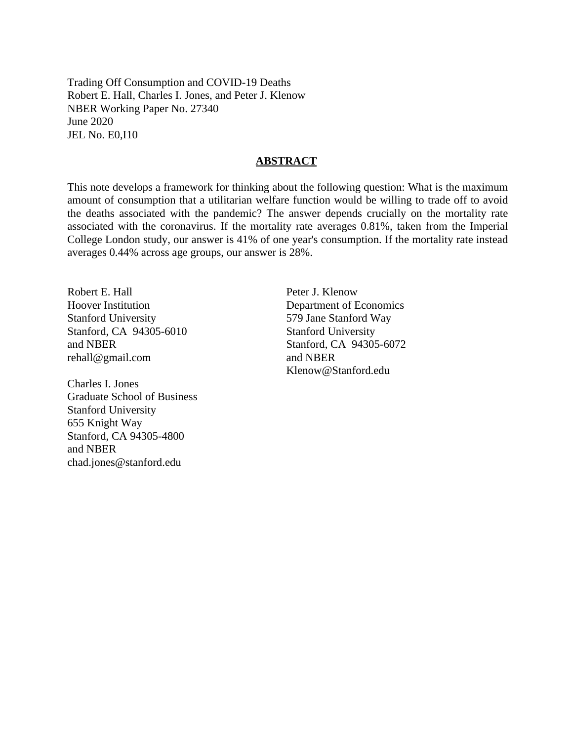Trading Off Consumption and COVID-19 Deaths
Robert E. Hall, Charles I. Jones, and Peter J. Klenow
NBER Working Paper No. 27340
June 2020
JEL No. E0,I10

## ABSTRACT

This note develops a framework for thinking about the following question: What is the maximum amount of consumption that a utilitarian welfare function would be willing to trade off to avoid the deaths associated with the pandemic? The answer depends crucially on the mortality rate associated with the coronavirus. If the mortality rate averages 0.81%, taken from the Imperial College London study, our answer is 41% of one year's consumption. If the mortality rate instead averages 0.44% across age groups, our answer is 28%.

Robert E. Hall
Hoover Institution
Stanford University
Stanford, CA 94305-6010
and NBER
rehall@gmail.com

Charles I. Jones
Graduate School of Business
Stanford University
655 Knight Way
Stanford, CA 94305-4800
and NBER
chad.jones@stanford.edu

Peter J. Klenow
Department of Economics
579 Jane Stanford Way
Stanford University
Stanford, CA 94305-6072
and NBER
Klenow@Stanford.edu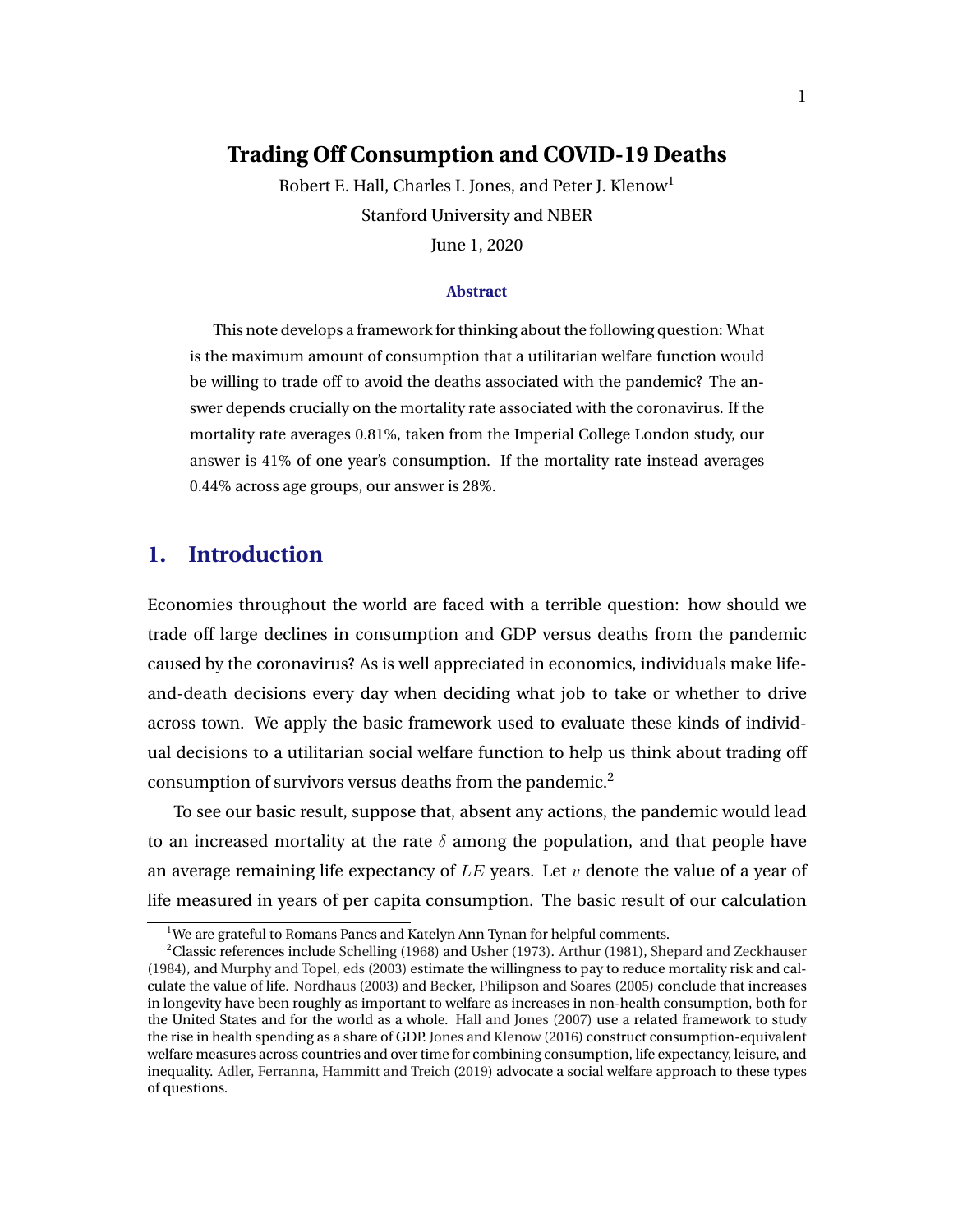# Trading Off Consumption and COVID-19 Deaths

Robert E. Hall, Charles I. Jones, and Peter J. Klenow[1]

Stanford University and NBER

June 1, 2020

### Abstract

This note develops a framework for thinking about the following question: What is the maximum amount of consumption that a utilitarian welfare function would be willing to trade off to avoid the deaths associated with the pandemic? The answer depends crucially on the mortality rate associated with the coronavirus. If the mortality rate averages 0.81%, taken from the Imperial College London study, our answer is 41% of one year's consumption. If the mortality rate instead averages 0.44% across age groups, our answer is 28%.

## 1. Introduction

Economies throughout the world are faced with a terrible question: how should we trade off large declines in consumption and GDP versus deaths from the pandemic caused by the coronavirus? As is well appreciated in economics, individuals make life-and-death decisions every day when deciding what job to take or whether to drive across town. We apply the basic framework used to evaluate these kinds of individual decisions to a utilitarian social welfare function to help us think about trading off consumption of survivors versus deaths from the pandemic.[2]

To see our basic result, suppose that, absent any actions, the pandemic would lead to an increased mortality at the rate $\delta$ among the population, and that people have an average remaining life expectancy of $LE$ years. Let $v$ denote the value of a year of life measured in years of per capita consumption. The basic result of our calculation

[1] We are grateful to Romans Pancs and Katelyn Ann Tynan for helpful comments.

[2] Classic references include Schelling (1968) and Usher (1973). Arthur (1981), Shepard and Zeckhauser (1984), and Murphy and Topel, eds (2003) estimate the willingness to pay to reduce mortality risk and calculate the value of life. Nordhaus (2003) and Becker, Philipson and Soares (2005) conclude that increases in longevity have been roughly as important to welfare as increases in non-health consumption, both for the United States and for the world as a whole. Hall and Jones (2007) use a related framework to study the rise in health spending as a share of GDP. Jones and Klenow (2016) construct consumption-equivalent welfare measures across countries and over time for combining consumption, life expectancy, leisure, and inequality. Adler, Ferranna, Hammitt and Treich (2019) advocate a social welfare approach to these types of questions.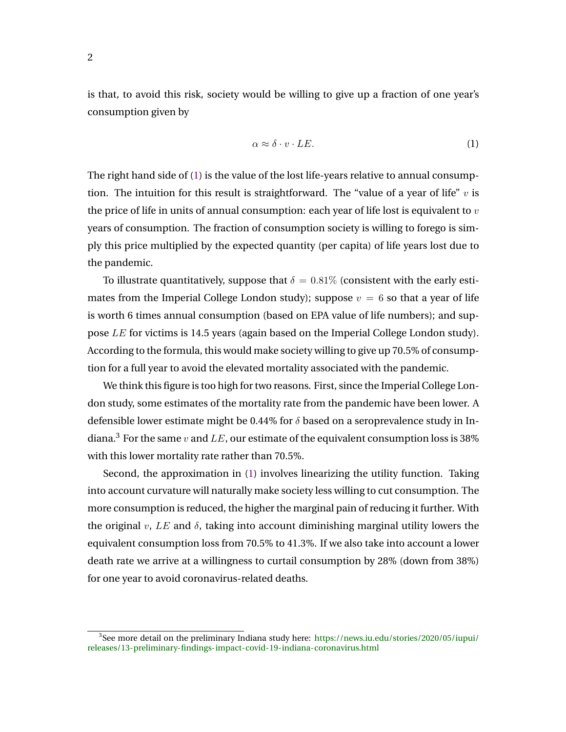is that, to avoid this risk, society would be willing to give up a fraction of one year's consumption given by

$$\alpha \approx \delta \cdot v \cdot LE. \tag{1}$$

The right hand side of (1) is the value of the lost life-years relative to annual consumption. The intuition for this result is straightforward. The "value of a year of life" $v$ is the price of life in units of annual consumption: each year of life lost is equivalent to $v$ years of consumption. The fraction of consumption society is willing to forego is simply this price multiplied by the expected quantity (per capita) of life years lost due to the pandemic.

To illustrate quantitatively, suppose that $\delta = 0.81\%$ (consistent with the early estimates from the Imperial College London study); suppose $v = 6$ so that a year of life is worth 6 times annual consumption (based on EPA value of life numbers); and suppose $LE$ for victims is 14.5 years (again based on the Imperial College London study). According to the formula, this would make society willing to give up 70.5% of consumption for a full year to avoid the elevated mortality associated with the pandemic.

We think this figure is too high for two reasons. First, since the Imperial College London study, some estimates of the mortality rate from the pandemic have been lower. A defensible lower estimate might be 0.44% for $\delta$ based on a seroprevalence study in Indiana.[3] For the same $v$ and $LE$, our estimate of the equivalent consumption loss is 38% with this lower mortality rate rather than 70.5%.

Second, the approximation in (1) involves linearizing the utility function. Taking into account curvature will naturally make society less willing to cut consumption. The more consumption is reduced, the higher the marginal pain of reducing it further. With the original $v$, $LE$ and $\delta$, taking into account diminishing marginal utility lowers the equivalent consumption loss from 70.5% to 41.3%. If we also take into account a lower death rate we arrive at a willingness to curtail consumption by 28% (down from 38%) for one year to avoid coronavirus-related deaths.

[3] See more detail on the preliminary Indiana study here: https://news.iu.edu/stories/2020/05/iupui/releases/13-preliminary-findings-impact-covid-19-indiana-coronavirus.html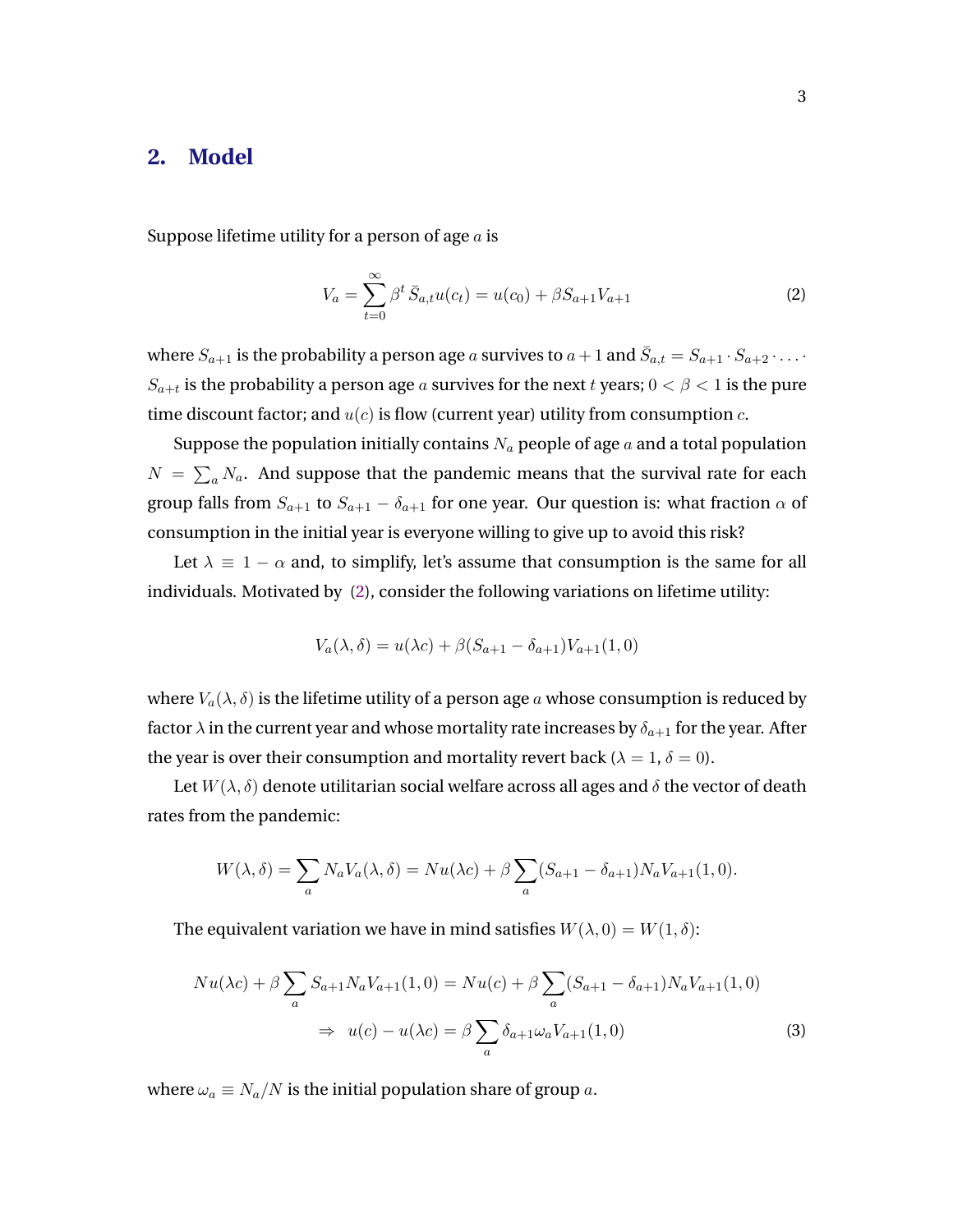## 2. Model

Suppose lifetime utility for a person of age $a$ is

$$V_a = \sum_{t=0}^{\infty} \beta^t \bar{S}_{a,t} u(c_t) = u(c_0) + \beta S_{a+1} V_{a+1} \tag{2}$$

where $S_{a+1}$ is the probability a person age $a$ survives to $a+1$ and $\bar{S}_{a,t} = S_{a+1} \cdot S_{a+2} \cdot \ldots \cdot S_{a+t}$ is the probability a person age $a$ survives for the next $t$ years; $0 < \beta < 1$ is the pure time discount factor; and $u(c)$ is flow (current year) utility from consumption $c$.

Suppose the population initially contains $N_a$ people of age $a$ and a total population $N = \sum_a N_a$. And suppose that the pandemic means that the survival rate for each group falls from $S_{a+1}$ to $S_{a+1} - \delta_{a+1}$ for one year. Our question is: what fraction $\alpha$ of consumption in the initial year is everyone willing to give up to avoid this risk?

Let $\lambda \equiv 1 - \alpha$ and, to simplify, let's assume that consumption is the same for all individuals. Motivated by (2), consider the following variations on lifetime utility:

$$V_a(\lambda, \delta) = u(\lambda c) + \beta(S_{a+1} - \delta_{a+1}) V_{a+1}(1, 0)$$

where $V_a(\lambda, \delta)$ is the lifetime utility of a person age $a$ whose consumption is reduced by factor $\lambda$ in the current year and whose mortality rate increases by $\delta_{a+1}$ for the year. After the year is over their consumption and mortality revert back ($\lambda = 1$, $\delta = 0$).

Let $W(\lambda, \delta)$ denote utilitarian social welfare across all ages and $\delta$ the vector of death rates from the pandemic:

$$W(\lambda, \delta) = \sum_a N_a V_a(\lambda, \delta) = N u(\lambda c) + \beta \sum_a (S_{a+1} - \delta_{a+1}) N_a V_{a+1}(1, 0).$$

The equivalent variation we have in mind satisfies $W(\lambda, 0) = W(1, \delta)$:

$$N u(\lambda c) + \beta \sum_a S_{a+1} N_a V_{a+1}(1, 0) = N u(c) + \beta \sum_a (S_{a+1} - \delta_{a+1}) N_a V_{a+1}(1, 0)$$

$$\Rightarrow \quad u(c) - u(\lambda c) = \beta \sum_a \delta_{a+1} \omega_a V_{a+1}(1, 0) \tag{3}$$

where $\omega_a \equiv N_a / N$ is the initial population share of group $a$.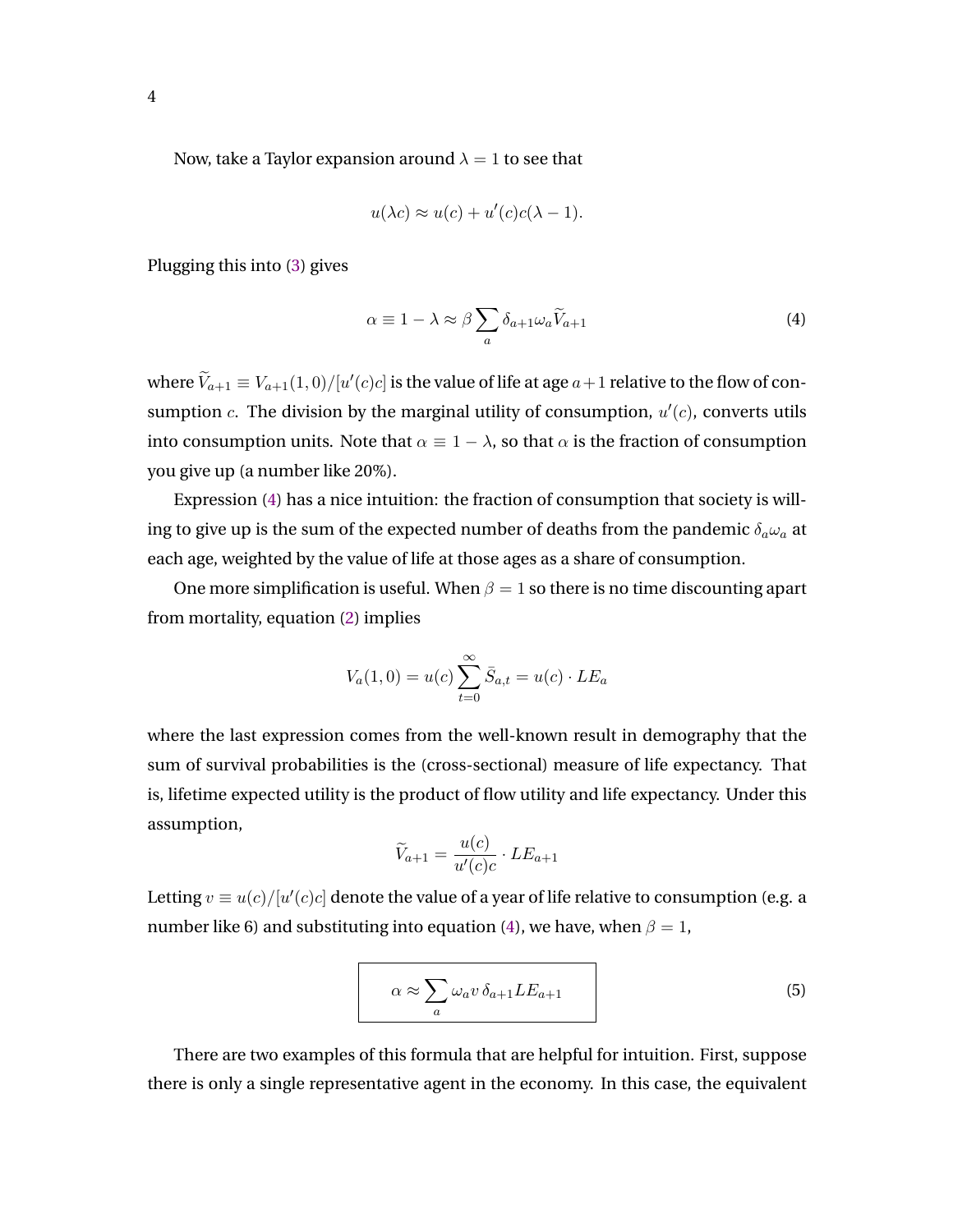Now, take a Taylor expansion around $\lambda = 1$ to see that

$$u(\lambda c) \approx u(c) + u'(c)c(\lambda - 1).$$

Plugging this into (3) gives

$$\alpha \equiv 1 - \lambda \approx \beta \sum_a \delta_{a+1} \omega_a \widetilde{V}_{a+1} \tag{4}$$

where $\widetilde{V}_{a+1} \equiv V_{a+1}(1,0)/[u'(c)c]$ is the value of life at age $a+1$ relative to the flow of consumption $c$. The division by the marginal utility of consumption, $u'(c)$, converts utils into consumption units. Note that $\alpha \equiv 1 - \lambda$, so that $\alpha$ is the fraction of consumption you give up (a number like 20%).

Expression (4) has a nice intuition: the fraction of consumption that society is willing to give up is the sum of the expected number of deaths from the pandemic $\delta_a \omega_a$ at each age, weighted by the value of life at those ages as a share of consumption.

One more simplification is useful. When $\beta = 1$ so there is no time discounting apart from mortality, equation (2) implies

$$V_a(1,0) = u(c) \sum_{t=0}^{\infty} \bar{S}_{a,t} = u(c) \cdot LE_a$$

where the last expression comes from the well-known result in demography that the sum of survival probabilities is the (cross-sectional) measure of life expectancy. That is, lifetime expected utility is the product of flow utility and life expectancy. Under this assumption,

$$\widetilde{V}_{a+1} = \frac{u(c)}{u'(c)c} \cdot LE_{a+1}$$

Letting $v \equiv u(c)/[u'(c)c]$ denote the value of a year of life relative to consumption (e.g. a number like 6) and substituting into equation (4), we have, when $\beta = 1$,

$$\boxed{\alpha \approx \sum_a \omega_a v \, \delta_{a+1} LE_{a+1}} \tag{5}$$

There are two examples of this formula that are helpful for intuition. First, suppose there is only a single representative agent in the economy. In this case, the equivalent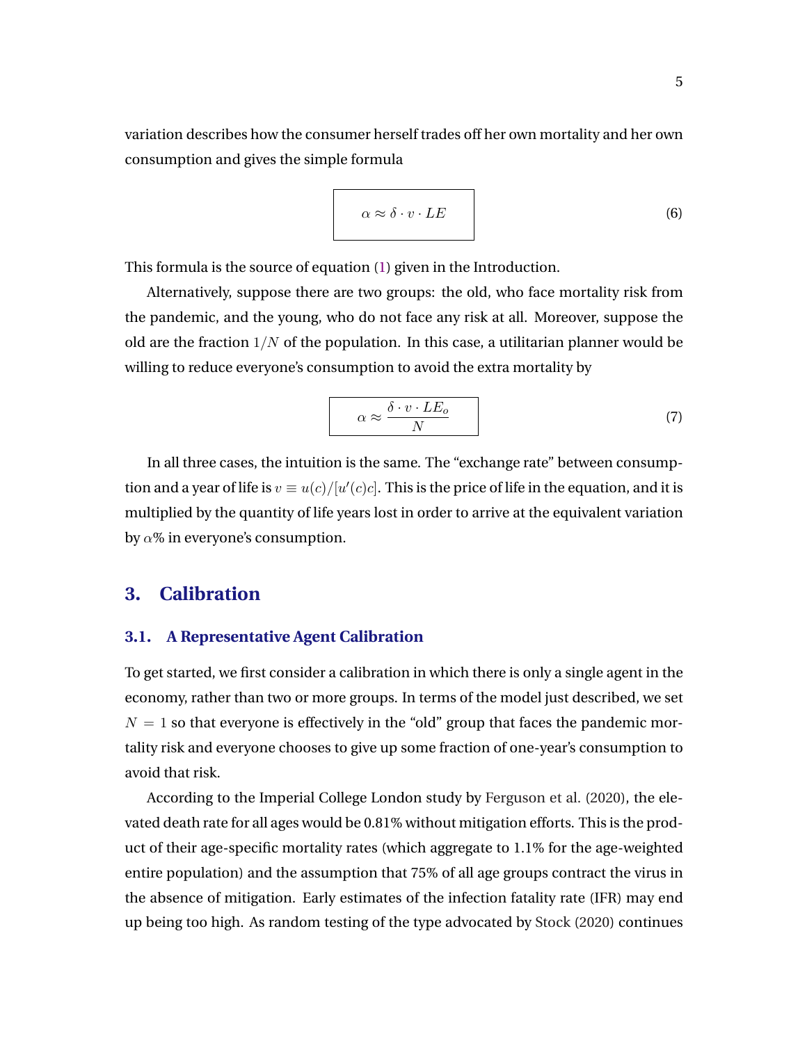variation describes how the consumer herself trades off her own mortality and her own consumption and gives the simple formula

$$\boxed{\alpha \approx \delta \cdot v \cdot LE} \tag{6}$$

This formula is the source of equation (1) given in the Introduction.

Alternatively, suppose there are two groups: the old, who face mortality risk from the pandemic, and the young, who do not face any risk at all. Moreover, suppose the old are the fraction $1/N$ of the population. In this case, a utilitarian planner would be willing to reduce everyone's consumption to avoid the extra mortality by

$$\boxed{\alpha \approx \frac{\delta \cdot v \cdot LE_o}{N}} \tag{7}$$

In all three cases, the intuition is the same. The "exchange rate" between consumption and a year of life is $v \equiv u(c)/[u'(c)c]$. This is the price of life in the equation, and it is multiplied by the quantity of life years lost in order to arrive at the equivalent variation by $\alpha$% in everyone's consumption.

## 3. Calibration

### 3.1. A Representative Agent Calibration

To get started, we first consider a calibration in which there is only a single agent in the economy, rather than two or more groups. In terms of the model just described, we set $N = 1$ so that everyone is effectively in the "old" group that faces the pandemic mortality risk and everyone chooses to give up some fraction of one-year's consumption to avoid that risk.

According to the Imperial College London study by Ferguson et al. (2020), the elevated death rate for all ages would be 0.81% without mitigation efforts. This is the product of their age-specific mortality rates (which aggregate to 1.1% for the age-weighted entire population) and the assumption that 75% of all age groups contract the virus in the absence of mitigation. Early estimates of the infection fatality rate (IFR) may end up being too high. As random testing of the type advocated by Stock (2020) continues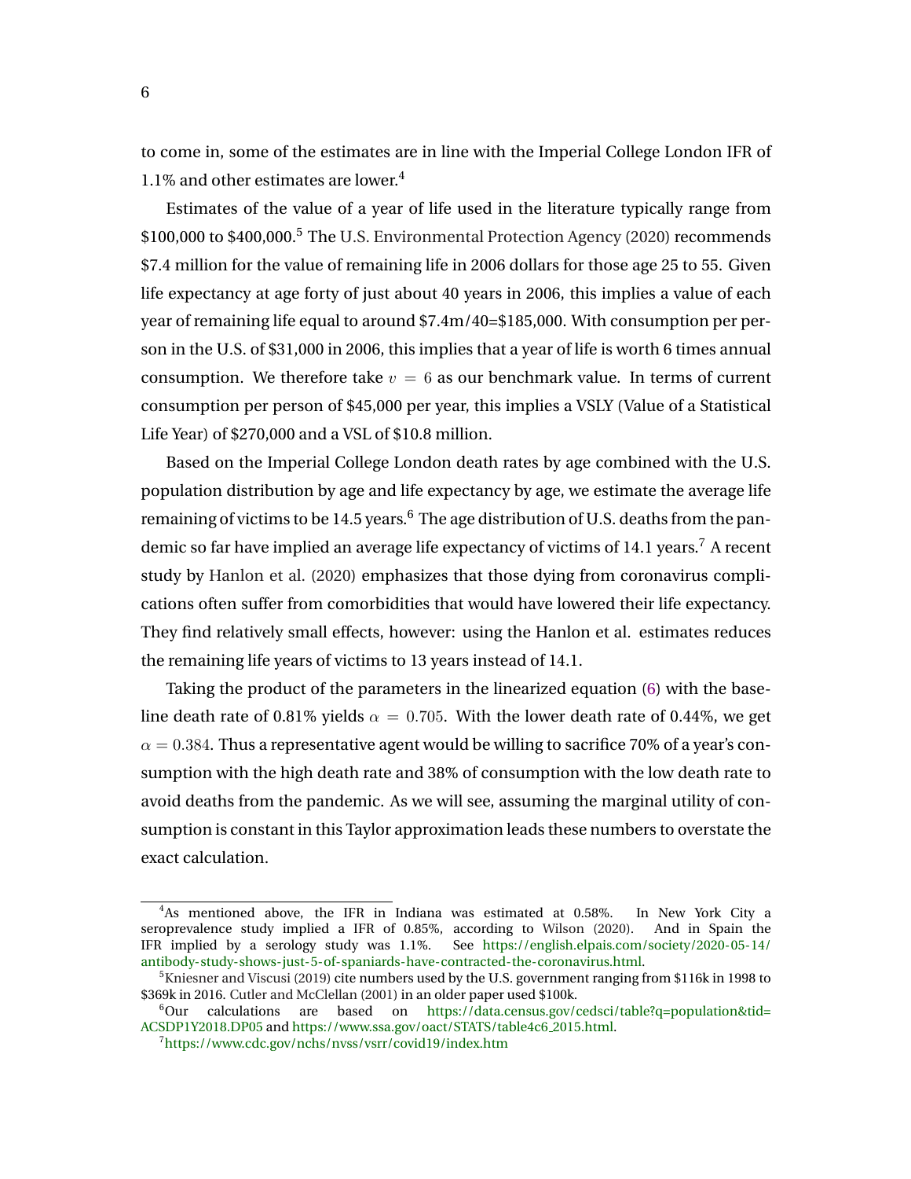to come in, some of the estimates are in line with the Imperial College London IFR of 1.1% and other estimates are lower.[4]

Estimates of the value of a year of life used in the literature typically range from \$100,000 to \$400,000.[5] The U.S. Environmental Protection Agency (2020) recommends \$7.4 million for the value of remaining life in 2006 dollars for those age 25 to 55. Given life expectancy at age forty of just about 40 years in 2006, this implies a value of each year of remaining life equal to around \$7.4m/40=\$185,000. With consumption per person in the U.S. of \$31,000 in 2006, this implies that a year of life is worth 6 times annual consumption. We therefore take $v = 6$ as our benchmark value. In terms of current consumption per person of \$45,000 per year, this implies a VSLY (Value of a Statistical Life Year) of \$270,000 and a VSL of \$10.8 million.

Based on the Imperial College London death rates by age combined with the U.S. population distribution by age and life expectancy by age, we estimate the average life remaining of victims to be 14.5 years.[6] The age distribution of U.S. deaths from the pandemic so far have implied an average life expectancy of victims of 14.1 years.[7] A recent study by Hanlon et al. (2020) emphasizes that those dying from coronavirus complications often suffer from comorbidities that would have lowered their life expectancy. They find relatively small effects, however: using the Hanlon et al. estimates reduces the remaining life years of victims to 13 years instead of 14.1.

Taking the product of the parameters in the linearized equation (6) with the baseline death rate of 0.81% yields $\alpha = 0.705$. With the lower death rate of 0.44%, we get $\alpha = 0.384$. Thus a representative agent would be willing to sacrifice 70% of a year's consumption with the high death rate and 38% of consumption with the low death rate to avoid deaths from the pandemic. As we will see, assuming the marginal utility of consumption is constant in this Taylor approximation leads these numbers to overstate the exact calculation.

---

[4] As mentioned above, the IFR in Indiana was estimated at 0.58%. In New York City a seroprevalence study implied a IFR of 0.85%, according to Wilson (2020). And in Spain the IFR implied by a serology study was 1.1%. See https://english.elpais.com/society/2020-05-14/antibody-study-shows-just-5-of-spaniards-have-contracted-the-coronavirus.html.

[5] Kniesner and Viscusi (2019) cite numbers used by the U.S. government ranging from \$116k in 1998 to \$369k in 2016. Cutler and McClellan (2001) in an older paper used \$100k.

[6] Our calculations are based on https://data.census.gov/cedsci/table?q=population&tid=ACSDP1Y2018.DP05 and https://www.ssa.gov/oact/STATS/table4c6_2015.html.

[7] https://www.cdc.gov/nchs/nvss/vsrr/covid19/index.htm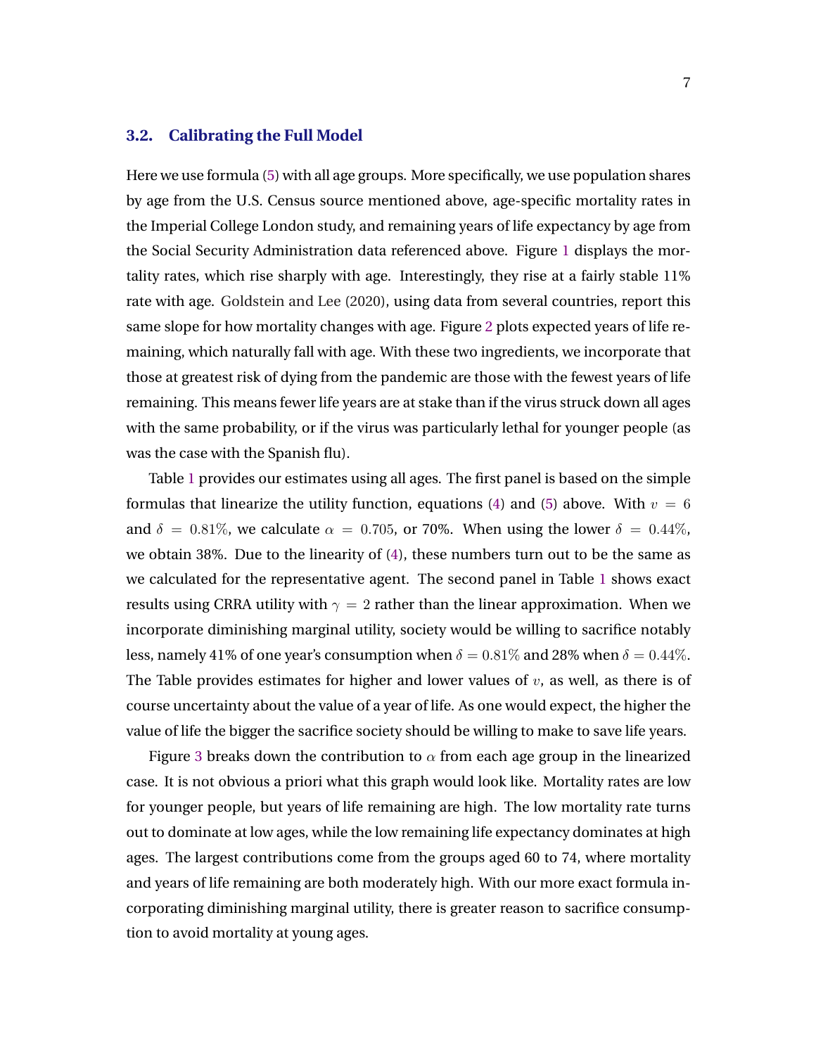### 3.2. Calibrating the Full Model

Here we use formula (5) with all age groups. More specifically, we use population shares by age from the U.S. Census source mentioned above, age-specific mortality rates in the Imperial College London study, and remaining years of life expectancy by age from the Social Security Administration data referenced above. Figure 1 displays the mortality rates, which rise sharply with age. Interestingly, they rise at a fairly stable 11% rate with age. Goldstein and Lee (2020), using data from several countries, report this same slope for how mortality changes with age. Figure 2 plots expected years of life remaining, which naturally fall with age. With these two ingredients, we incorporate that those at greatest risk of dying from the pandemic are those with the fewest years of life remaining. This means fewer life years are at stake than if the virus struck down all ages with the same probability, or if the virus was particularly lethal for younger people (as was the case with the Spanish flu).

Table 1 provides our estimates using all ages. The first panel is based on the simple formulas that linearize the utility function, equations (4) and (5) above. With $v = 6$ and $\delta = 0.81\%$, we calculate $\alpha = 0.705$, or 70%. When using the lower $\delta = 0.44\%$, we obtain 38%. Due to the linearity of (4), these numbers turn out to be the same as we calculated for the representative agent. The second panel in Table 1 shows exact results using CRRA utility with $\gamma = 2$ rather than the linear approximation. When we incorporate diminishing marginal utility, society would be willing to sacrifice notably less, namely 41% of one year's consumption when $\delta = 0.81\%$ and 28% when $\delta = 0.44\%$. The Table provides estimates for higher and lower values of $v$, as well, as there is of course uncertainty about the value of a year of life. As one would expect, the higher the value of life the bigger the sacrifice society should be willing to make to save life years.

Figure 3 breaks down the contribution to $\alpha$ from each age group in the linearized case. It is not obvious a priori what this graph would look like. Mortality rates are low for younger people, but years of life remaining are high. The low mortality rate turns out to dominate at low ages, while the low remaining life expectancy dominates at high ages. The largest contributions come from the groups aged 60 to 74, where mortality and years of life remaining are both moderately high. With our more exact formula incorporating diminishing marginal utility, there is greater reason to sacrifice consumption to avoid mortality at young ages.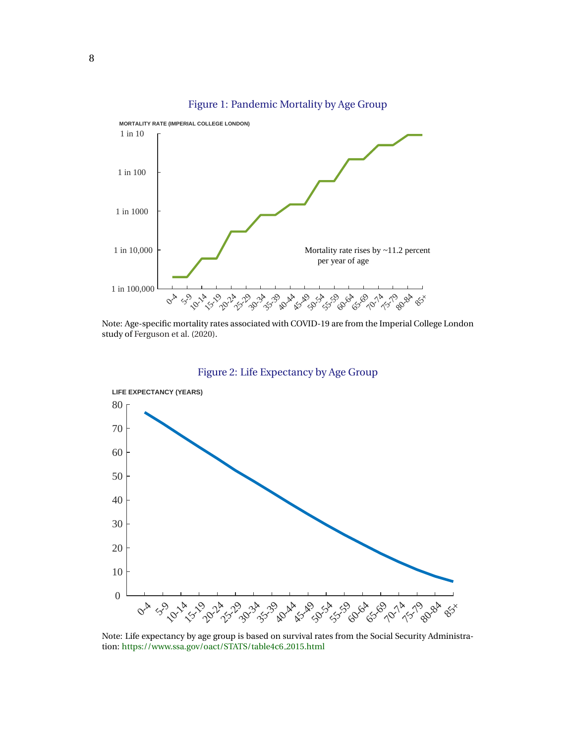Figure 1: Pandemic Mortality by Age Group

Note: Age-specific mortality rates associated with COVID-19 are from the Imperial College London study of Ferguson et al. (2020).

Figure 2: Life Expectancy by Age Group

Note: Life expectancy by age group is based on survival rates from the Social Security Administration: https://www.ssa.gov/oact/STATS/table4c6_2015.html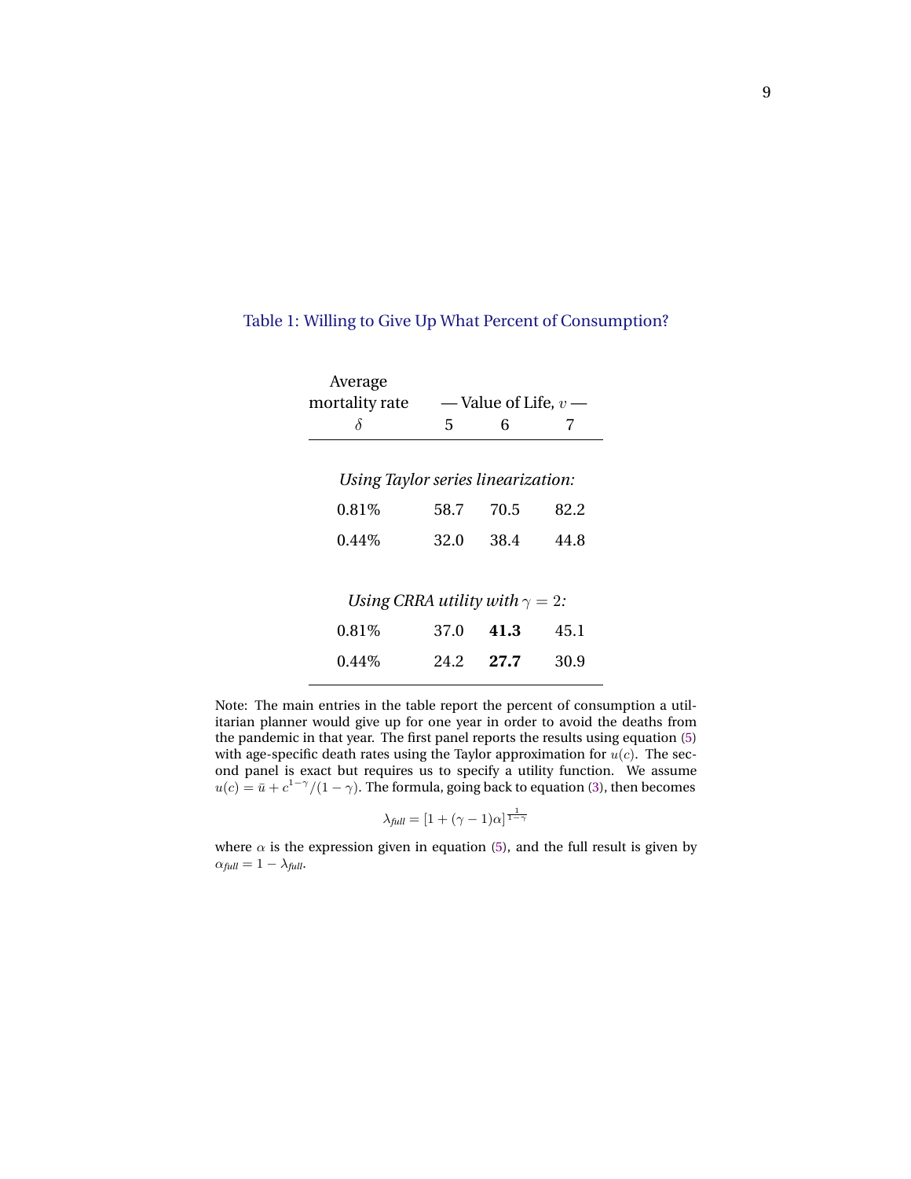Table 1: Willing to Give Up What Percent of Consumption?

| Average mortality rate $\delta$ | — Value of Life, $v$ — 5 | 6 | 7 |
|---|---|---|---|
| *Using Taylor series linearization:* | | | |
| 0.81% | 58.7 | 70.5 | 82.2 |
| 0.44% | 32.0 | 38.4 | 44.8 |
| *Using CRRA utility with $\gamma = 2$:* | | | |
| 0.81% | 37.0 | **41.3** | 45.1 |
| 0.44% | 24.2 | **27.7** | 30.9 |

Note: The main entries in the table report the percent of consumption a utilitarian planner would give up for one year in order to avoid the deaths from the pandemic in that year. The first panel reports the results using equation (5) with age-specific death rates using the Taylor approximation for $u(c)$. The second panel is exact but requires us to specify a utility function. We assume $u(c) = \bar{u} + c^{1-\gamma}/(1-\gamma)$. The formula, going back to equation (3), then becomes

$$\lambda_{full} = [1 + (\gamma - 1)\alpha]^{\frac{1}{1-\gamma}}$$

where $\alpha$ is the expression given in equation (5), and the full result is given by $\alpha_{full} = 1 - \lambda_{full}$.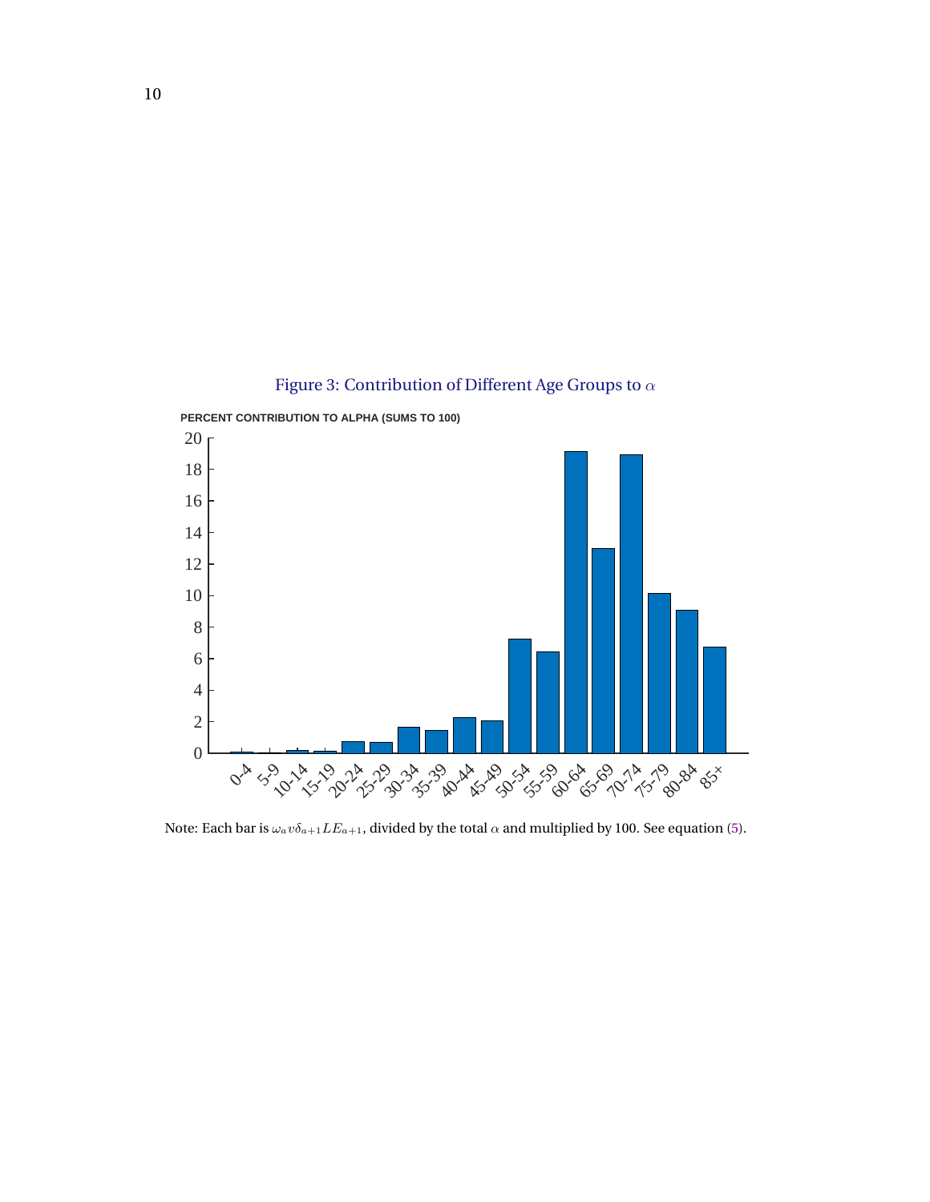Figure 3: Contribution of Different Age Groups to $\alpha$

PERCENT CONTRIBUTION TO ALPHA (SUMS TO 100)

Note: Each bar is $\omega_a v \delta_{a+1} LE_{a+1}$, divided by the total $\alpha$ and multiplied by 100. See equation (5).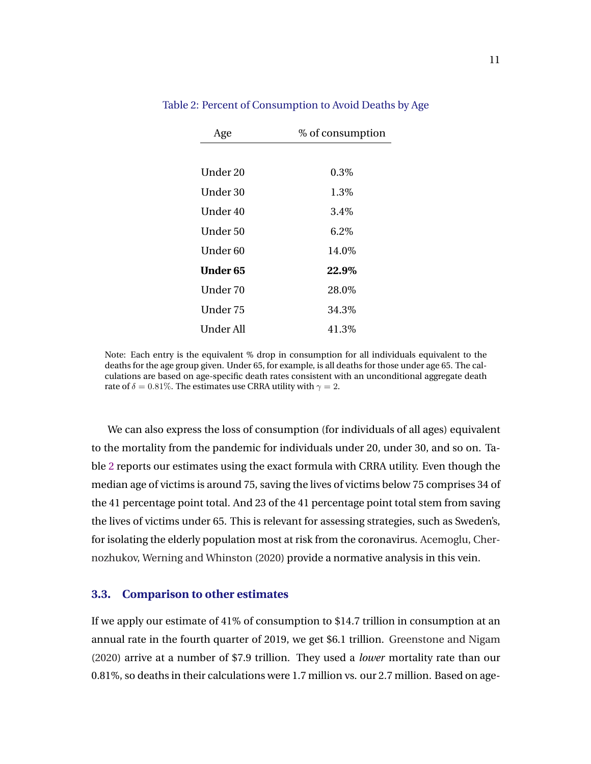Table 2: Percent of Consumption to Avoid Deaths by Age

| Age | % of consumption |
|---|---|
| Under 20 | 0.3% |
| Under 30 | 1.3% |
| Under 40 | 3.4% |
| Under 50 | 6.2% |
| Under 60 | 14.0% |
| **Under 65** | **22.9%** |
| Under 70 | 28.0% |
| Under 75 | 34.3% |
| Under All | 41.3% |

Note: Each entry is the equivalent % drop in consumption for all individuals equivalent to the deaths for the age group given. Under 65, for example, is all deaths for those under age 65. The calculations are based on age-specific death rates consistent with an unconditional aggregate death rate of $\delta = 0.81\%$. The estimates use CRRA utility with $\gamma = 2$.

We can also express the loss of consumption (for individuals of all ages) equivalent to the mortality from the pandemic for individuals under 20, under 30, and so on. Table 2 reports our estimates using the exact formula with CRRA utility. Even though the median age of victims is around 75, saving the lives of victims below 75 comprises 34 of the 41 percentage point total. And 23 of the 41 percentage point total stem from saving the lives of victims under 65. This is relevant for assessing strategies, such as Sweden's, for isolating the elderly population most at risk from the coronavirus. Acemoglu, Chernozhukov, Werning and Whinston (2020) provide a normative analysis in this vein.

### 3.3. Comparison to other estimates

If we apply our estimate of 41% of consumption to $14.7 trillion in consumption at an annual rate in the fourth quarter of 2019, we get $6.1 trillion. Greenstone and Nigam (2020) arrive at a number of $7.9 trillion. They used a *lower* mortality rate than our 0.81%, so deaths in their calculations were 1.7 million vs. our 2.7 million. Based on age-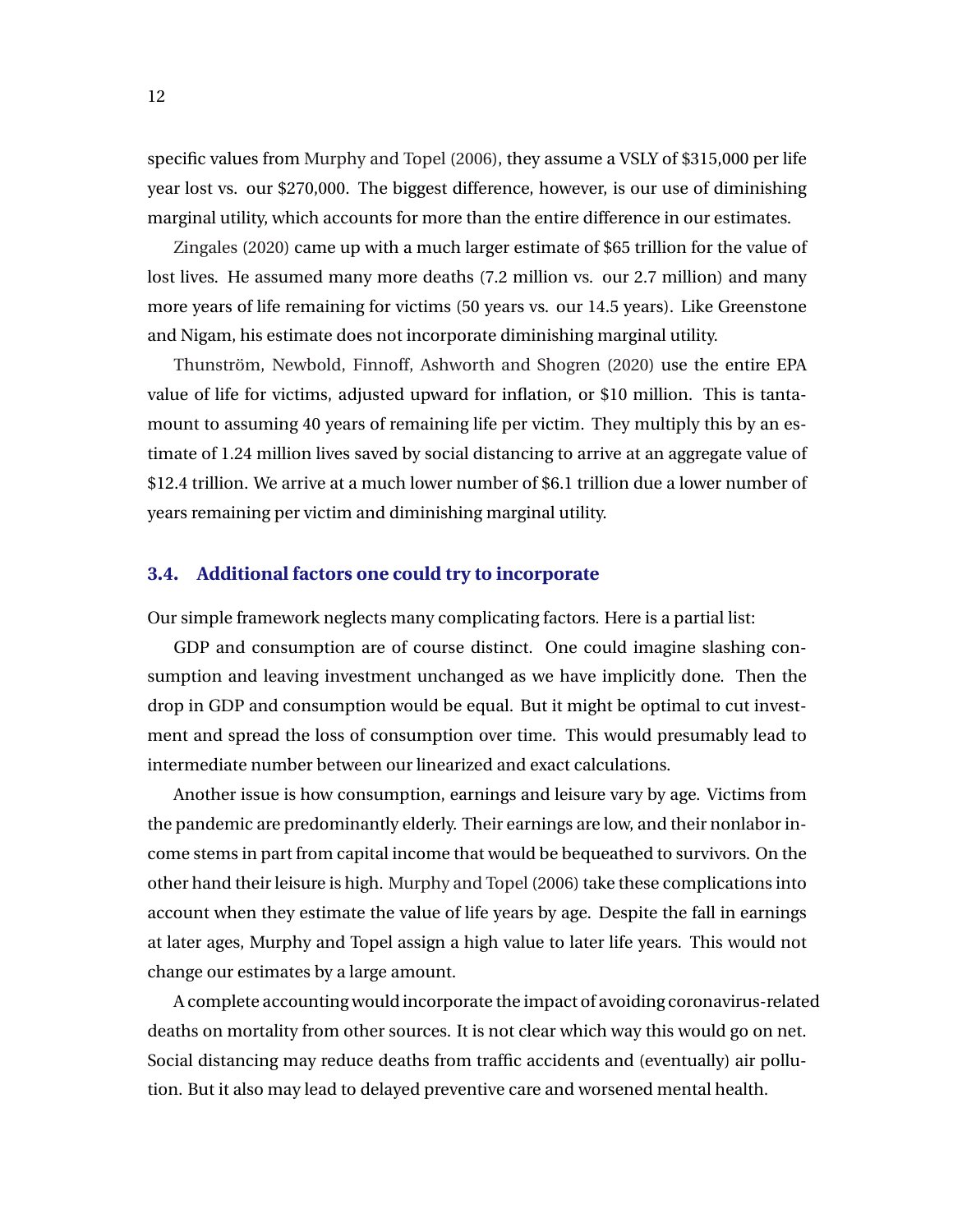specific values from Murphy and Topel (2006), they assume a VSLY of $315,000 per life year lost vs. our $270,000. The biggest difference, however, is our use of diminishing marginal utility, which accounts for more than the entire difference in our estimates.

Zingales (2020) came up with a much larger estimate of $65 trillion for the value of lost lives. He assumed many more deaths (7.2 million vs. our 2.7 million) and many more years of life remaining for victims (50 years vs. our 14.5 years). Like Greenstone and Nigam, his estimate does not incorporate diminishing marginal utility.

Thunström, Newbold, Finnoff, Ashworth and Shogren (2020) use the entire EPA value of life for victims, adjusted upward for inflation, or $10 million. This is tantamount to assuming 40 years of remaining life per victim. They multiply this by an estimate of 1.24 million lives saved by social distancing to arrive at an aggregate value of $12.4 trillion. We arrive at a much lower number of $6.1 trillion due a lower number of years remaining per victim and diminishing marginal utility.

### 3.4. Additional factors one could try to incorporate

Our simple framework neglects many complicating factors. Here is a partial list:

GDP and consumption are of course distinct. One could imagine slashing consumption and leaving investment unchanged as we have implicitly done. Then the drop in GDP and consumption would be equal. But it might be optimal to cut investment and spread the loss of consumption over time. This would presumably lead to intermediate number between our linearized and exact calculations.

Another issue is how consumption, earnings and leisure vary by age. Victims from the pandemic are predominantly elderly. Their earnings are low, and their nonlabor income stems in part from capital income that would be bequeathed to survivors. On the other hand their leisure is high. Murphy and Topel (2006) take these complications into account when they estimate the value of life years by age. Despite the fall in earnings at later ages, Murphy and Topel assign a high value to later life years. This would not change our estimates by a large amount.

A complete accounting would incorporate the impact of avoiding coronavirus-related deaths on mortality from other sources. It is not clear which way this would go on net. Social distancing may reduce deaths from traffic accidents and (eventually) air pollution. But it also may lead to delayed preventive care and worsened mental health.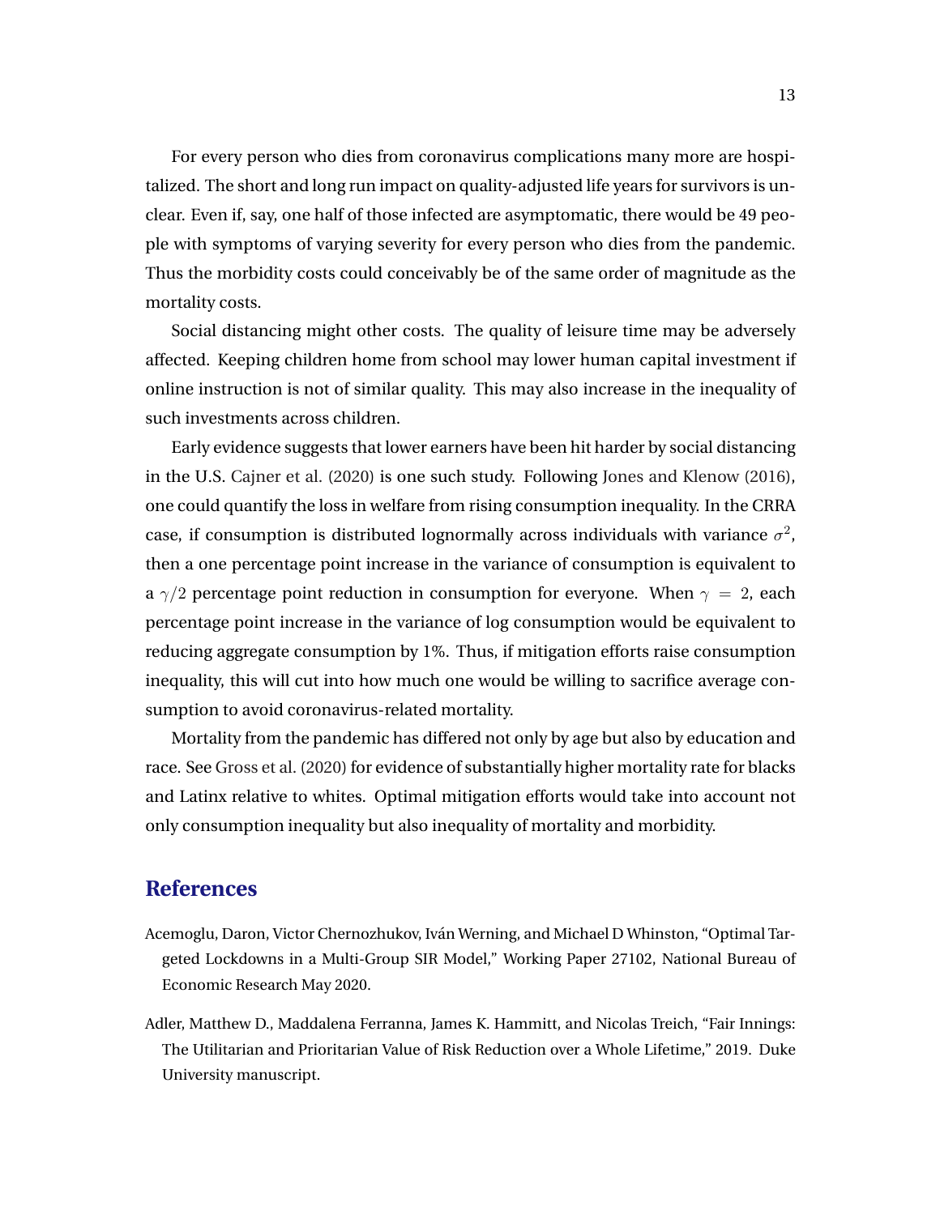For every person who dies from coronavirus complications many more are hospitalized. The short and long run impact on quality-adjusted life years for survivors is unclear. Even if, say, one half of those infected are asymptomatic, there would be 49 people with symptoms of varying severity for every person who dies from the pandemic. Thus the morbidity costs could conceivably be of the same order of magnitude as the mortality costs.

Social distancing might other costs. The quality of leisure time may be adversely affected. Keeping children home from school may lower human capital investment if online instruction is not of similar quality. This may also increase in the inequality of such investments across children.

Early evidence suggests that lower earners have been hit harder by social distancing in the U.S. Cajner et al. (2020) is one such study. Following Jones and Klenow (2016), one could quantify the loss in welfare from rising consumption inequality. In the CRRA case, if consumption is distributed lognormally across individuals with variance $\sigma^2$, then a one percentage point increase in the variance of consumption is equivalent to a $\gamma/2$ percentage point reduction in consumption for everyone. When $\gamma = 2$, each percentage point increase in the variance of log consumption would be equivalent to reducing aggregate consumption by 1%. Thus, if mitigation efforts raise consumption inequality, this will cut into how much one would be willing to sacrifice average consumption to avoid coronavirus-related mortality.

Mortality from the pandemic has differed not only by age but also by education and race. See Gross et al. (2020) for evidence of substantially higher mortality rate for blacks and Latinx relative to whites. Optimal mitigation efforts would take into account not only consumption inequality but also inequality of mortality and morbidity.

# References

Acemoglu, Daron, Victor Chernozhukov, Iván Werning, and Michael D Whinston, "Optimal Targeted Lockdowns in a Multi-Group SIR Model," Working Paper 27102, National Bureau of Economic Research May 2020.

Adler, Matthew D., Maddalena Ferranna, James K. Hammitt, and Nicolas Treich, "Fair Innings: The Utilitarian and Prioritarian Value of Risk Reduction over a Whole Lifetime," 2019. Duke University manuscript.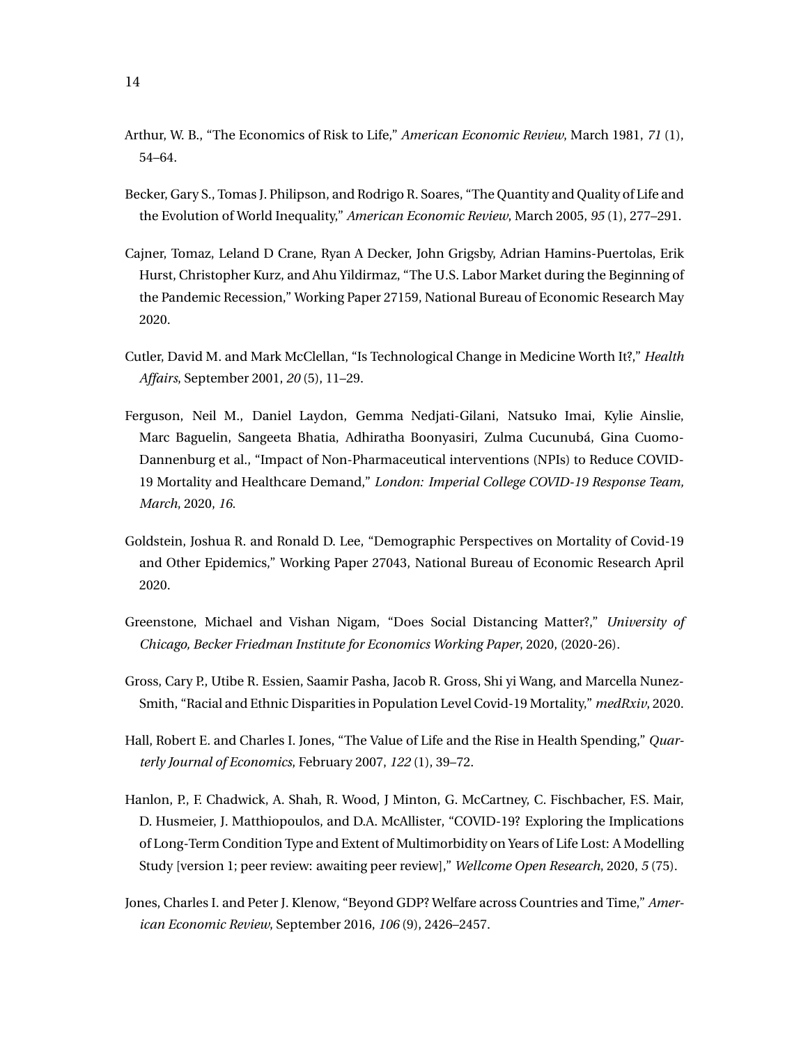Arthur, W. B., "The Economics of Risk to Life," *American Economic Review*, March 1981, *71* (1), 54–64.

Becker, Gary S., Tomas J. Philipson, and Rodrigo R. Soares, "The Quantity and Quality of Life and the Evolution of World Inequality," *American Economic Review*, March 2005, *95* (1), 277–291.

Cajner, Tomaz, Leland D Crane, Ryan A Decker, John Grigsby, Adrian Hamins-Puertolas, Erik Hurst, Christopher Kurz, and Ahu Yildirmaz, "The U.S. Labor Market during the Beginning of the Pandemic Recession," Working Paper 27159, National Bureau of Economic Research May 2020.

Cutler, David M. and Mark McClellan, "Is Technological Change in Medicine Worth It?," *Health Affairs*, September 2001, *20* (5), 11–29.

Ferguson, Neil M., Daniel Laydon, Gemma Nedjati-Gilani, Natsuko Imai, Kylie Ainslie, Marc Baguelin, Sangeeta Bhatia, Adhiratha Boonyasiri, Zulma Cucunubá, Gina Cuomo-Dannenburg et al., "Impact of Non-Pharmaceutical interventions (NPIs) to Reduce COVID-19 Mortality and Healthcare Demand," *London: Imperial College COVID-19 Response Team, March*, 2020, *16.*

Goldstein, Joshua R. and Ronald D. Lee, "Demographic Perspectives on Mortality of Covid-19 and Other Epidemics," Working Paper 27043, National Bureau of Economic Research April 2020.

Greenstone, Michael and Vishan Nigam, "Does Social Distancing Matter?," *University of Chicago, Becker Friedman Institute for Economics Working Paper*, 2020, (2020-26).

Gross, Cary P., Utibe R. Essien, Saamir Pasha, Jacob R. Gross, Shi yi Wang, and Marcella Nunez-Smith, "Racial and Ethnic Disparities in Population Level Covid-19 Mortality," *medRxiv*, 2020.

Hall, Robert E. and Charles I. Jones, "The Value of Life and the Rise in Health Spending," *Quarterly Journal of Economics*, February 2007, *122* (1), 39–72.

Hanlon, P., F. Chadwick, A. Shah, R. Wood, J Minton, G. McCartney, C. Fischbacher, F.S. Mair, D. Husmeier, J. Matthiopoulos, and D.A. McAllister, "COVID-19? Exploring the Implications of Long-Term Condition Type and Extent of Multimorbidity on Years of Life Lost: A Modelling Study [version 1; peer review: awaiting peer review]," *Wellcome Open Research*, 2020, *5* (75).

Jones, Charles I. and Peter J. Klenow, "Beyond GDP? Welfare across Countries and Time," *American Economic Review*, September 2016, *106* (9), 2426–2457.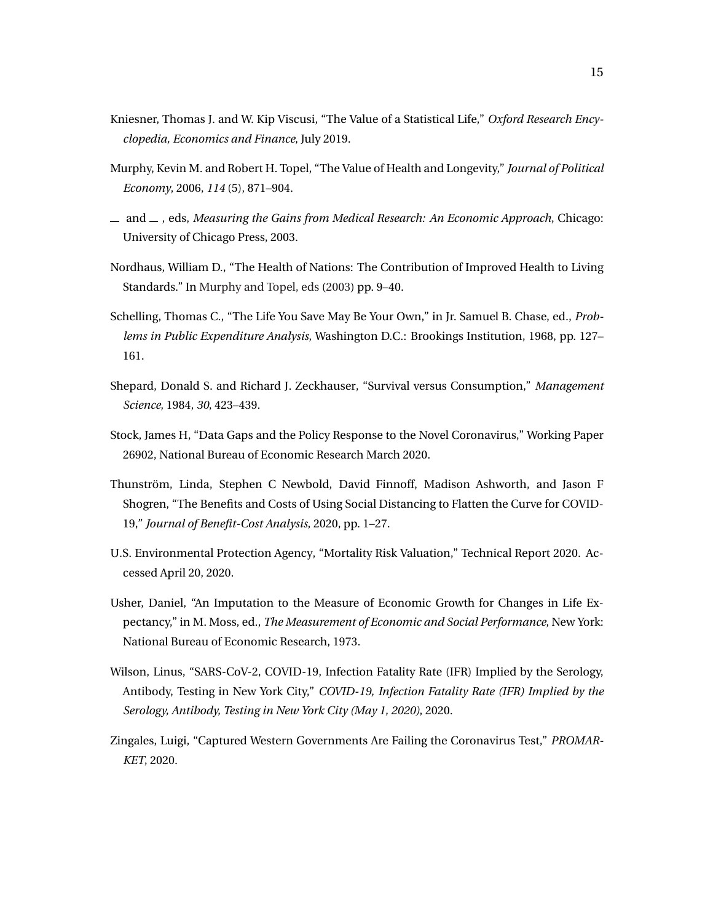Kniesner, Thomas J. and W. Kip Viscusi, "The Value of a Statistical Life," *Oxford Research Encyclopedia, Economics and Finance*, July 2019.

Murphy, Kevin M. and Robert H. Topel, "The Value of Health and Longevity," *Journal of Political Economy*, 2006, *114* (5), 871–904.

__ and __ , eds, *Measuring the Gains from Medical Research: An Economic Approach*, Chicago: University of Chicago Press, 2003.

Nordhaus, William D., "The Health of Nations: The Contribution of Improved Health to Living Standards." In Murphy and Topel, eds (2003) pp. 9–40.

Schelling, Thomas C., "The Life You Save May Be Your Own," in Jr. Samuel B. Chase, ed., *Problems in Public Expenditure Analysis*, Washington D.C.: Brookings Institution, 1968, pp. 127–161.

Shepard, Donald S. and Richard J. Zeckhauser, "Survival versus Consumption," *Management Science*, 1984, *30*, 423–439.

Stock, James H, "Data Gaps and the Policy Response to the Novel Coronavirus," Working Paper 26902, National Bureau of Economic Research March 2020.

Thunström, Linda, Stephen C Newbold, David Finnoff, Madison Ashworth, and Jason F Shogren, "The Benefits and Costs of Using Social Distancing to Flatten the Curve for COVID-19," *Journal of Benefit-Cost Analysis*, 2020, pp. 1–27.

U.S. Environmental Protection Agency, "Mortality Risk Valuation," Technical Report 2020. Accessed April 20, 2020.

Usher, Daniel, "An Imputation to the Measure of Economic Growth for Changes in Life Expectancy," in M. Moss, ed., *The Measurement of Economic and Social Performance*, New York: National Bureau of Economic Research, 1973.

Wilson, Linus, "SARS-CoV-2, COVID-19, Infection Fatality Rate (IFR) Implied by the Serology, Antibody, Testing in New York City," *COVID-19, Infection Fatality Rate (IFR) Implied by the Serology, Antibody, Testing in New York City (May 1, 2020)*, 2020.

Zingales, Luigi, "Captured Western Governments Are Failing the Coronavirus Test," *PROMARKET*, 2020.